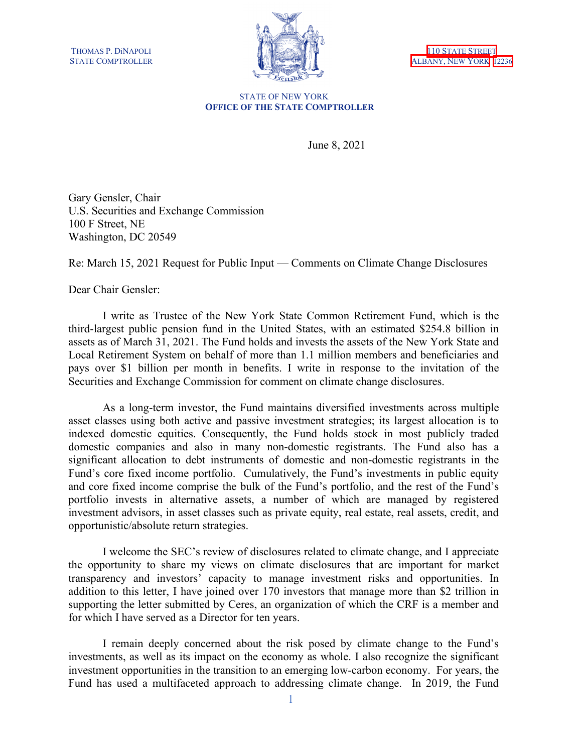THOMAS P. DiNAPOLI
STATE COMPTROLLER

110 STATE STREET
ALBANY, NEW YORK 12236

STATE OF NEW YORK
**OFFICE OF THE STATE COMPTROLLER**

June 8, 2021

Gary Gensler, Chair
U.S. Securities and Exchange Commission
100 F Street, NE
Washington, DC 20549

Re: March 15, 2021 Request for Public Input — Comments on Climate Change Disclosures

Dear Chair Gensler:

I write as Trustee of the New York State Common Retirement Fund, which is the third-largest public pension fund in the United States, with an estimated $254.8 billion in assets as of March 31, 2021. The Fund holds and invests the assets of the New York State and Local Retirement System on behalf of more than 1.1 million members and beneficiaries and pays over $1 billion per month in benefits. I write in response to the invitation of the Securities and Exchange Commission for comment on climate change disclosures.

As a long-term investor, the Fund maintains diversified investments across multiple asset classes using both active and passive investment strategies; its largest allocation is to indexed domestic equities. Consequently, the Fund holds stock in most publicly traded domestic companies and also in many non-domestic registrants. The Fund also has a significant allocation to debt instruments of domestic and non-domestic registrants in the Fund's core fixed income portfolio. Cumulatively, the Fund's investments in public equity and core fixed income comprise the bulk of the Fund's portfolio, and the rest of the Fund's portfolio invests in alternative assets, a number of which are managed by registered investment advisors, in asset classes such as private equity, real estate, real assets, credit, and opportunistic/absolute return strategies.

I welcome the SEC's review of disclosures related to climate change, and I appreciate the opportunity to share my views on climate disclosures that are important for market transparency and investors' capacity to manage investment risks and opportunities. In addition to this letter, I have joined over 170 investors that manage more than $2 trillion in supporting the letter submitted by Ceres, an organization of which the CRF is a member and for which I have served as a Director for ten years.

I remain deeply concerned about the risk posed by climate change to the Fund's investments, as well as its impact on the economy as whole. I also recognize the significant investment opportunities in the transition to an emerging low-carbon economy. For years, the Fund has used a multifaceted approach to addressing climate change. In 2019, the Fund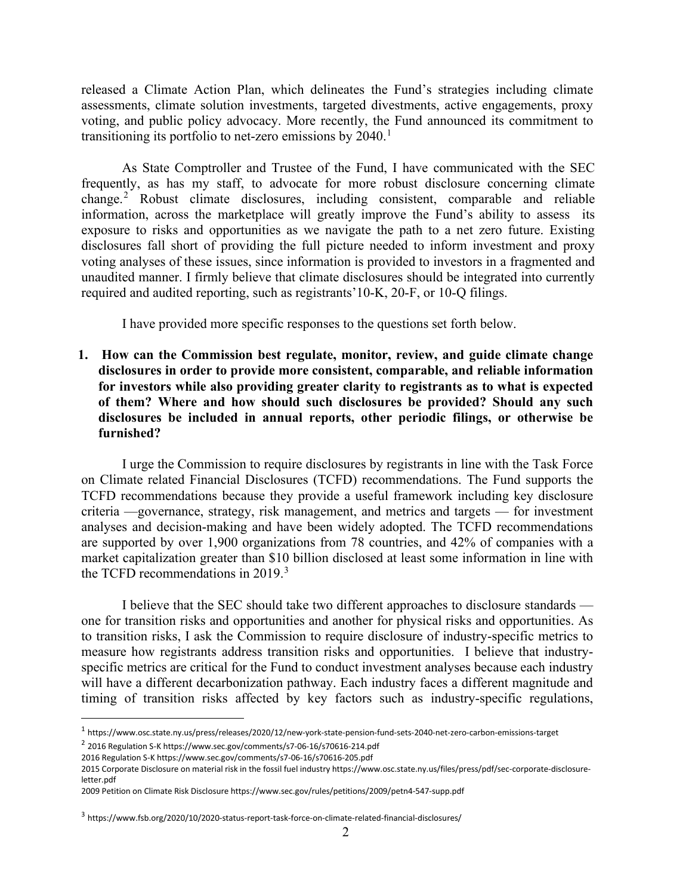released a Climate Action Plan, which delineates the Fund's strategies including climate assessments, climate solution investments, targeted divestments, active engagements, proxy voting, and public policy advocacy. More recently, the Fund announced its commitment to transitioning its portfolio to net-zero emissions by 2040.[1]

As State Comptroller and Trustee of the Fund, I have communicated with the SEC frequently, as has my staff, to advocate for more robust disclosure concerning climate change.[2] Robust climate disclosures, including consistent, comparable and reliable information, across the marketplace will greatly improve the Fund's ability to assess its exposure to risks and opportunities as we navigate the path to a net zero future. Existing disclosures fall short of providing the full picture needed to inform investment and proxy voting analyses of these issues, since information is provided to investors in a fragmented and unaudited manner. I firmly believe that climate disclosures should be integrated into currently required and audited reporting, such as registrants' 10-K, 20-F, or 10-Q filings.

I have provided more specific responses to the questions set forth below.

1. **How can the Commission best regulate, monitor, review, and guide climate change disclosures in order to provide more consistent, comparable, and reliable information for investors while also providing greater clarity to registrants as to what is expected of them? Where and how should such disclosures be provided? Should any such disclosures be included in annual reports, other periodic filings, or otherwise be furnished?**

I urge the Commission to require disclosures by registrants in line with the Task Force on Climate related Financial Disclosures (TCFD) recommendations. The Fund supports the TCFD recommendations because they provide a useful framework including key disclosure criteria —governance, strategy, risk management, and metrics and targets — for investment analyses and decision-making and have been widely adopted. The TCFD recommendations are supported by over 1,900 organizations from 78 countries, and 42% of companies with a market capitalization greater than $10 billion disclosed at least some information in line with the TCFD recommendations in 2019.[3]

I believe that the SEC should take two different approaches to disclosure standards — one for transition risks and opportunities and another for physical risks and opportunities. As to transition risks, I ask the Commission to require disclosure of industry-specific metrics to measure how registrants address transition risks and opportunities. I believe that industry-specific metrics are critical for the Fund to conduct investment analyses because each industry will have a different decarbonization pathway. Each industry faces a different magnitude and timing of transition risks affected by key factors such as industry-specific regulations,

---

[1] https://www.osc.state.ny.us/press/releases/2020/12/new-york-state-pension-fund-sets-2040-net-zero-carbon-emissions-target

[2] 2016 Regulation S-K https://www.sec.gov/comments/s7-06-16/s70616-214.pdf
2016 Regulation S-K https://www.sec.gov/comments/s7-06-16/s70616-205.pdf
2015 Corporate Disclosure on material risk in the fossil fuel industry https://www.osc.state.ny.us/files/press/pdf/sec-corporate-disclosure-letter.pdf
2009 Petition on Climate Risk Disclosure https://www.sec.gov/rules/petitions/2009/petn4-547-supp.pdf

[3] https://www.fsb.org/2020/10/2020-status-report-task-force-on-climate-related-financial-disclosures/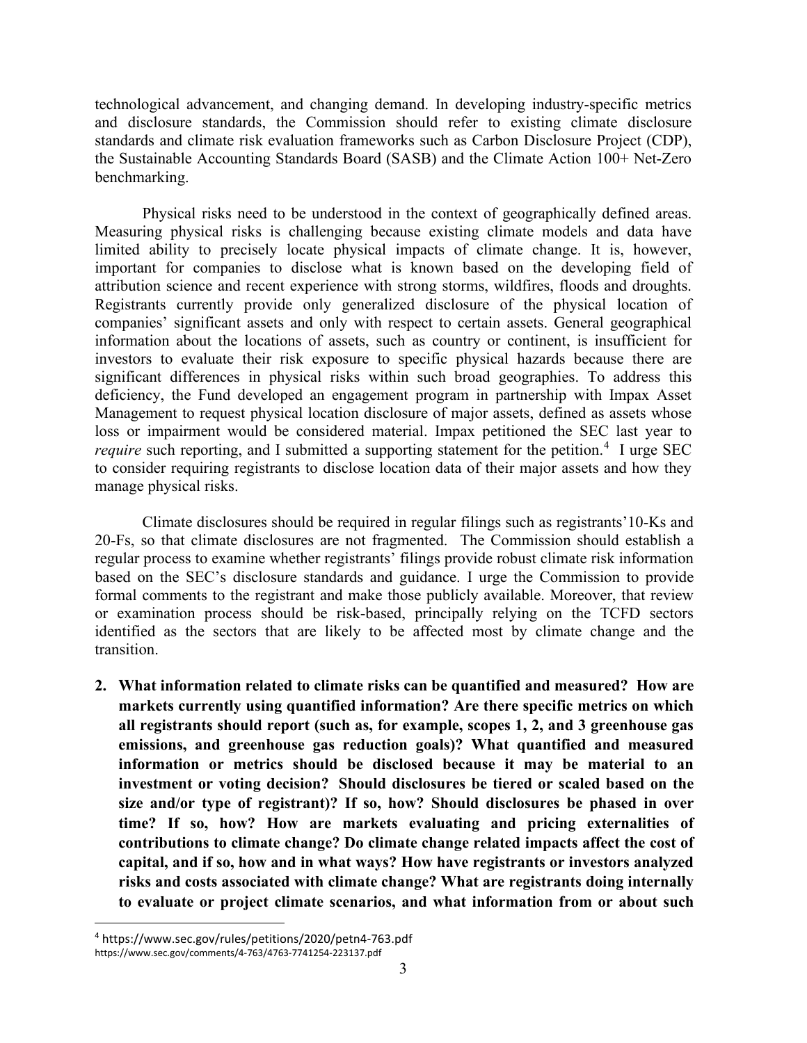technological advancement, and changing demand. In developing industry-specific metrics and disclosure standards, the Commission should refer to existing climate disclosure standards and climate risk evaluation frameworks such as Carbon Disclosure Project (CDP), the Sustainable Accounting Standards Board (SASB) and the Climate Action 100+ Net-Zero benchmarking.

Physical risks need to be understood in the context of geographically defined areas. Measuring physical risks is challenging because existing climate models and data have limited ability to precisely locate physical impacts of climate change. It is, however, important for companies to disclose what is known based on the developing field of attribution science and recent experience with strong storms, wildfires, floods and droughts. Registrants currently provide only generalized disclosure of the physical location of companies' significant assets and only with respect to certain assets. General geographical information about the locations of assets, such as country or continent, is insufficient for investors to evaluate their risk exposure to specific physical hazards because there are significant differences in physical risks within such broad geographies. To address this deficiency, the Fund developed an engagement program in partnership with Impax Asset Management to request physical location disclosure of major assets, defined as assets whose loss or impairment would be considered material. Impax petitioned the SEC last year to *require* such reporting, and I submitted a supporting statement for the petition.[4] I urge SEC to consider requiring registrants to disclose location data of their major assets and how they manage physical risks.

Climate disclosures should be required in regular filings such as registrants'10-Ks and 20-Fs, so that climate disclosures are not fragmented. The Commission should establish a regular process to examine whether registrants' filings provide robust climate risk information based on the SEC's disclosure standards and guidance. I urge the Commission to provide formal comments to the registrant and make those publicly available. Moreover, that review or examination process should be risk-based, principally relying on the TCFD sectors identified as the sectors that are likely to be affected most by climate change and the transition.

2. **What information related to climate risks can be quantified and measured? How are markets currently using quantified information? Are there specific metrics on which all registrants should report (such as, for example, scopes 1, 2, and 3 greenhouse gas emissions, and greenhouse gas reduction goals)? What quantified and measured information or metrics should be disclosed because it may be material to an investment or voting decision? Should disclosures be tiered or scaled based on the size and/or type of registrant)? If so, how? Should disclosures be phased in over time? If so, how? How are markets evaluating and pricing externalities of contributions to climate change? Do climate change related impacts affect the cost of capital, and if so, how and in what ways? How have registrants or investors analyzed risks and costs associated with climate change? What are registrants doing internally to evaluate or project climate scenarios, and what information from or about such**

---

[4] https://www.sec.gov/rules/petitions/2020/petn4-763.pdf
https://www.sec.gov/comments/4-763/4763-7741254-223137.pdf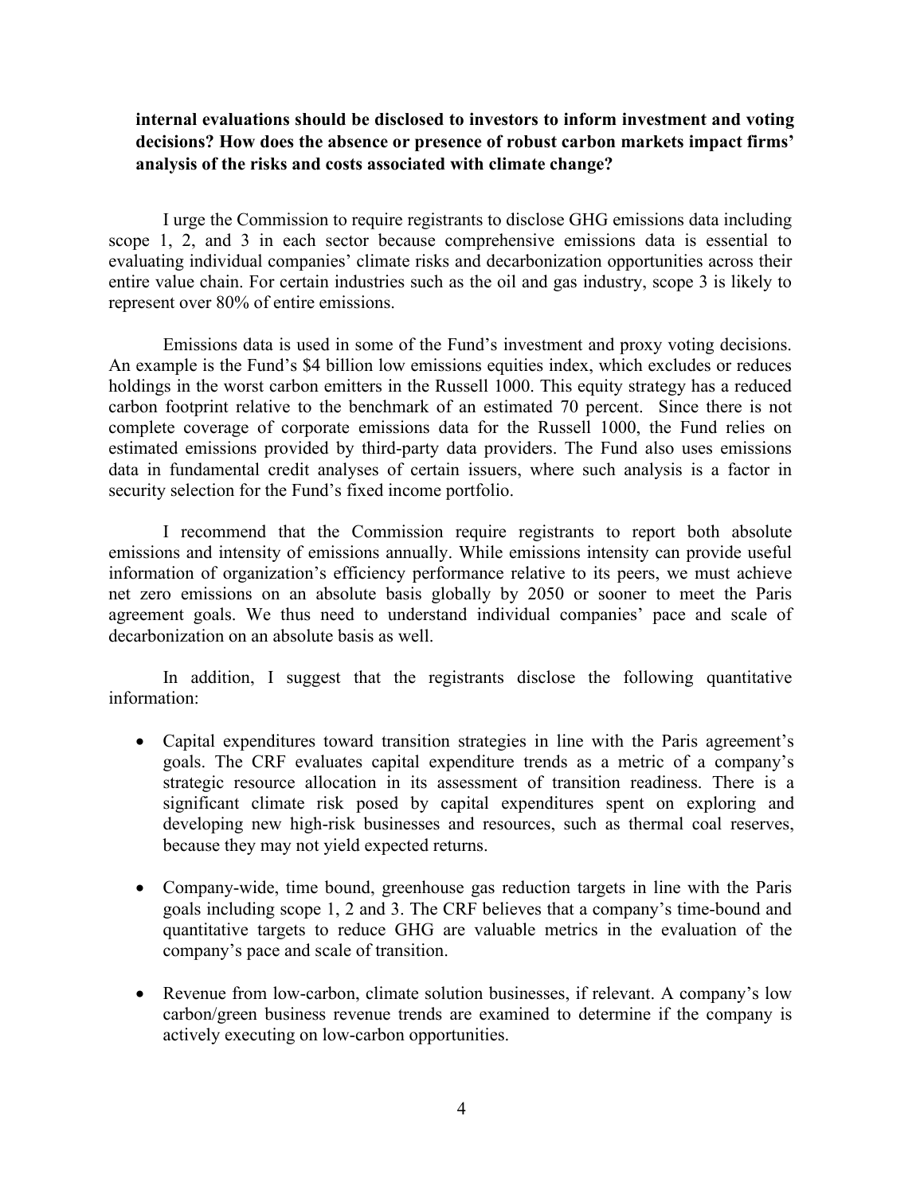**internal evaluations should be disclosed to investors to inform investment and voting decisions? How does the absence or presence of robust carbon markets impact firms' analysis of the risks and costs associated with climate change?**

I urge the Commission to require registrants to disclose GHG emissions data including scope 1, 2, and 3 in each sector because comprehensive emissions data is essential to evaluating individual companies' climate risks and decarbonization opportunities across their entire value chain. For certain industries such as the oil and gas industry, scope 3 is likely to represent over 80% of entire emissions.

Emissions data is used in some of the Fund's investment and proxy voting decisions. An example is the Fund's $4 billion low emissions equities index, which excludes or reduces holdings in the worst carbon emitters in the Russell 1000. This equity strategy has a reduced carbon footprint relative to the benchmark of an estimated 70 percent. Since there is not complete coverage of corporate emissions data for the Russell 1000, the Fund relies on estimated emissions provided by third-party data providers. The Fund also uses emissions data in fundamental credit analyses of certain issuers, where such analysis is a factor in security selection for the Fund's fixed income portfolio.

I recommend that the Commission require registrants to report both absolute emissions and intensity of emissions annually. While emissions intensity can provide useful information of organization's efficiency performance relative to its peers, we must achieve net zero emissions on an absolute basis globally by 2050 or sooner to meet the Paris agreement goals. We thus need to understand individual companies' pace and scale of decarbonization on an absolute basis as well.

In addition, I suggest that the registrants disclose the following quantitative information:

- Capital expenditures toward transition strategies in line with the Paris agreement's goals. The CRF evaluates capital expenditure trends as a metric of a company's strategic resource allocation in its assessment of transition readiness. There is a significant climate risk posed by capital expenditures spent on exploring and developing new high-risk businesses and resources, such as thermal coal reserves, because they may not yield expected returns.

- Company-wide, time bound, greenhouse gas reduction targets in line with the Paris goals including scope 1, 2 and 3. The CRF believes that a company's time-bound and quantitative targets to reduce GHG are valuable metrics in the evaluation of the company's pace and scale of transition.

- Revenue from low-carbon, climate solution businesses, if relevant. A company's low carbon/green business revenue trends are examined to determine if the company is actively executing on low-carbon opportunities.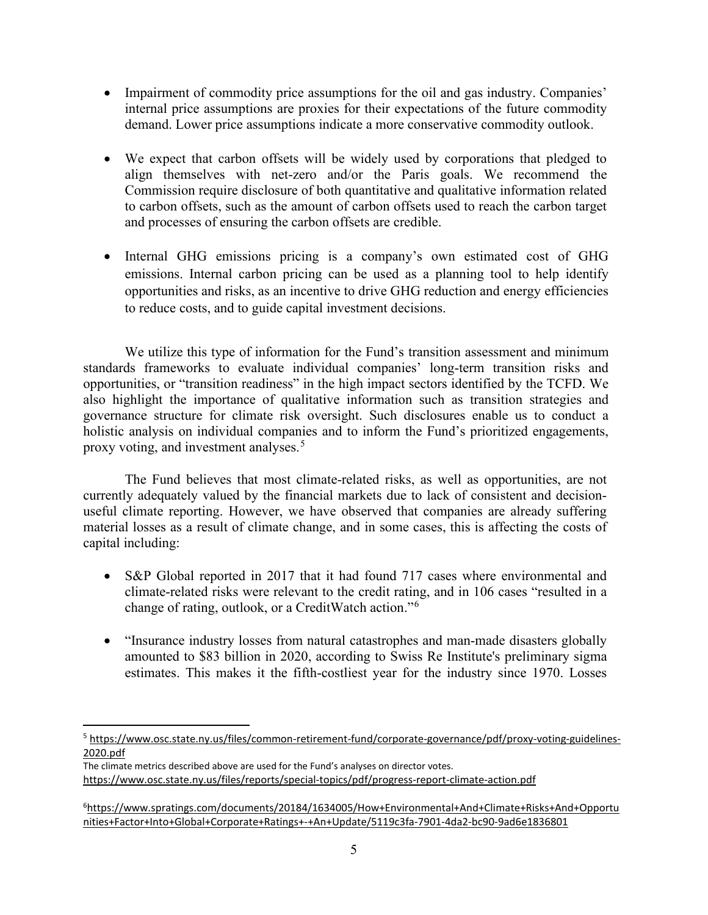- Impairment of commodity price assumptions for the oil and gas industry. Companies' internal price assumptions are proxies for their expectations of the future commodity demand. Lower price assumptions indicate a more conservative commodity outlook.

- We expect that carbon offsets will be widely used by corporations that pledged to align themselves with net-zero and/or the Paris goals. We recommend the Commission require disclosure of both quantitative and qualitative information related to carbon offsets, such as the amount of carbon offsets used to reach the carbon target and processes of ensuring the carbon offsets are credible.

- Internal GHG emissions pricing is a company's own estimated cost of GHG emissions. Internal carbon pricing can be used as a planning tool to help identify opportunities and risks, as an incentive to drive GHG reduction and energy efficiencies to reduce costs, and to guide capital investment decisions.

We utilize this type of information for the Fund's transition assessment and minimum standards frameworks to evaluate individual companies' long-term transition risks and opportunities, or "transition readiness" in the high impact sectors identified by the TCFD. We also highlight the importance of qualitative information such as transition strategies and governance structure for climate risk oversight. Such disclosures enable us to conduct a holistic analysis on individual companies and to inform the Fund's prioritized engagements, proxy voting, and investment analyses.[5]

The Fund believes that most climate-related risks, as well as opportunities, are not currently adequately valued by the financial markets due to lack of consistent and decision-useful climate reporting. However, we have observed that companies are already suffering material losses as a result of climate change, and in some cases, this is affecting the costs of capital including:

- S&P Global reported in 2017 that it had found 717 cases where environmental and climate-related risks were relevant to the credit rating, and in 106 cases "resulted in a change of rating, outlook, or a CreditWatch action."[6]

- "Insurance industry losses from natural catastrophes and man-made disasters globally amounted to $83 billion in 2020, according to Swiss Re Institute's preliminary sigma estimates. This makes it the fifth-costliest year for the industry since 1970. Losses

---

[5] https://www.osc.state.ny.us/files/common-retirement-fund/corporate-governance/pdf/proxy-voting-guidelines-2020.pdf
The climate metrics described above are used for the Fund's analyses on director votes.
https://www.osc.state.ny.us/files/reports/special-topics/pdf/progress-report-climate-action.pdf

[6] https://www.spratings.com/documents/20184/1634005/How+Environmental+And+Climate+Risks+And+Opportunities+Factor+Into+Global+Corporate+Ratings+-+An+Update/5119c3fa-7901-4da2-bc90-9ad6e1836801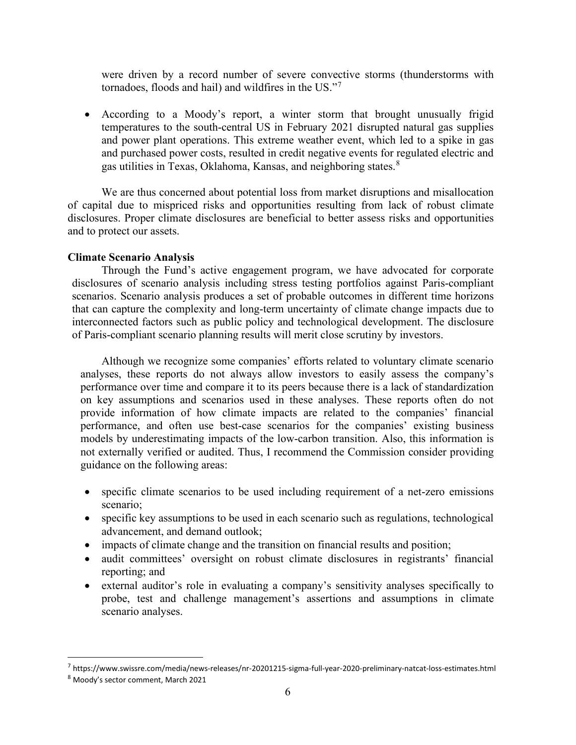were driven by a record number of severe convective storms (thunderstorms with tornadoes, floods and hail) and wildfires in the US."[7]

- According to a Moody's report, a winter storm that brought unusually frigid temperatures to the south-central US in February 2021 disrupted natural gas supplies and power plant operations. This extreme weather event, which led to a spike in gas and purchased power costs, resulted in credit negative events for regulated electric and gas utilities in Texas, Oklahoma, Kansas, and neighboring states.[8]

We are thus concerned about potential loss from market disruptions and misallocation of capital due to mispriced risks and opportunities resulting from lack of robust climate disclosures. Proper climate disclosures are beneficial to better assess risks and opportunities and to protect our assets.

**Climate Scenario Analysis**

Through the Fund's active engagement program, we have advocated for corporate disclosures of scenario analysis including stress testing portfolios against Paris-compliant scenarios. Scenario analysis produces a set of probable outcomes in different time horizons that can capture the complexity and long-term uncertainty of climate change impacts due to interconnected factors such as public policy and technological development. The disclosure of Paris-compliant scenario planning results will merit close scrutiny by investors.

Although we recognize some companies' efforts related to voluntary climate scenario analyses, these reports do not always allow investors to easily assess the company's performance over time and compare it to its peers because there is a lack of standardization on key assumptions and scenarios used in these analyses. These reports often do not provide information of how climate impacts are related to the companies' financial performance, and often use best-case scenarios for the companies' existing business models by underestimating impacts of the low-carbon transition. Also, this information is not externally verified or audited. Thus, I recommend the Commission consider providing guidance on the following areas:

- specific climate scenarios to be used including requirement of a net-zero emissions scenario;
- specific key assumptions to be used in each scenario such as regulations, technological advancement, and demand outlook;
- impacts of climate change and the transition on financial results and position;
- audit committees' oversight on robust climate disclosures in registrants' financial reporting; and
- external auditor's role in evaluating a company's sensitivity analyses specifically to probe, test and challenge management's assertions and assumptions in climate scenario analyses.

---

[7] https://www.swissre.com/media/news-releases/nr-20201215-sigma-full-year-2020-preliminary-natcat-loss-estimates.html

[8] Moody's sector comment, March 2021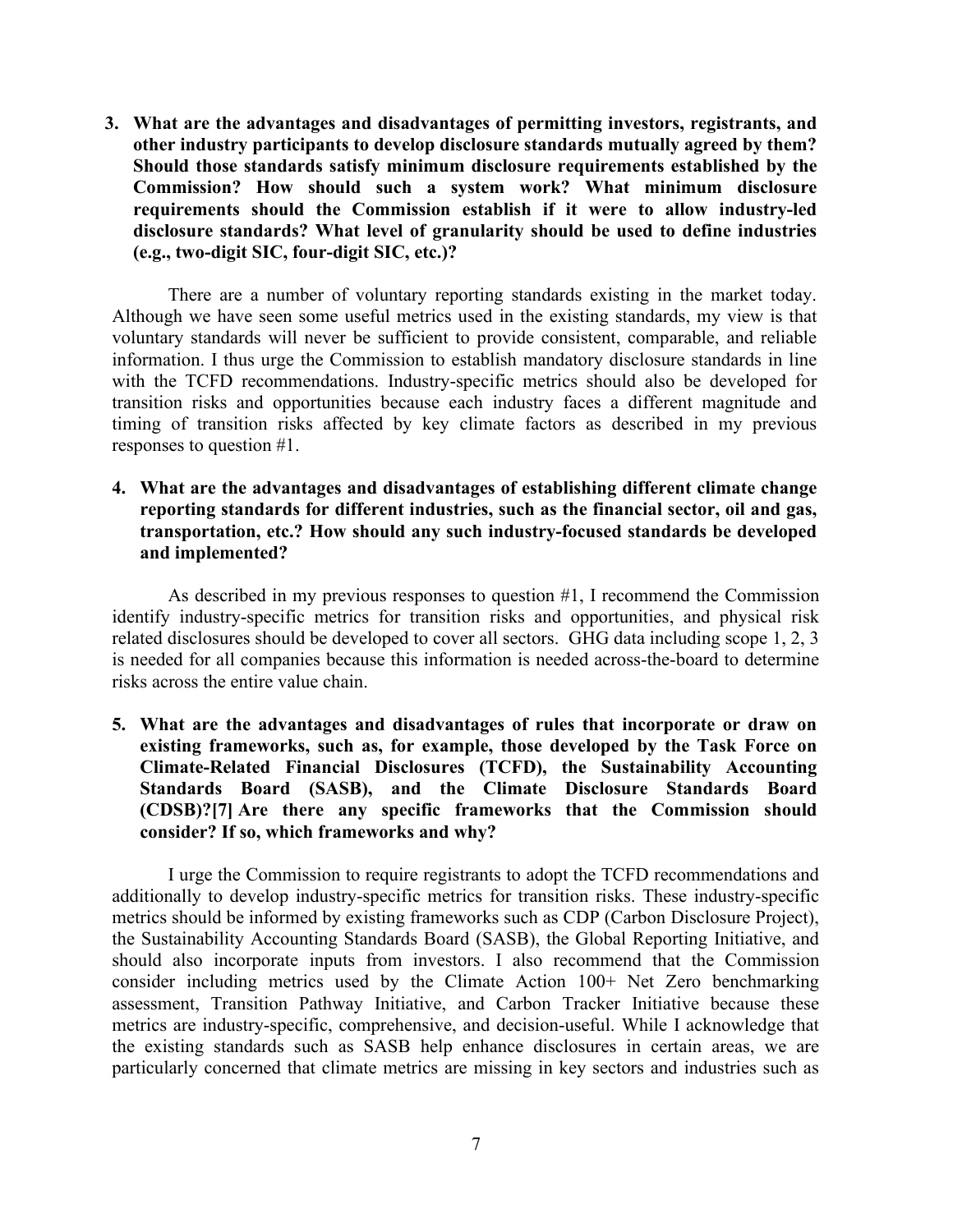**3. What are the advantages and disadvantages of permitting investors, registrants, and other industry participants to develop disclosure standards mutually agreed by them? Should those standards satisfy minimum disclosure requirements established by the Commission? How should such a system work? What minimum disclosure requirements should the Commission establish if it were to allow industry-led disclosure standards? What level of granularity should be used to define industries (e.g., two-digit SIC, four-digit SIC, etc.)?**

There are a number of voluntary reporting standards existing in the market today. Although we have seen some useful metrics used in the existing standards, my view is that voluntary standards will never be sufficient to provide consistent, comparable, and reliable information. I thus urge the Commission to establish mandatory disclosure standards in line with the TCFD recommendations. Industry-specific metrics should also be developed for transition risks and opportunities because each industry faces a different magnitude and timing of transition risks affected by key climate factors as described in my previous responses to question #1.

**4. What are the advantages and disadvantages of establishing different climate change reporting standards for different industries, such as the financial sector, oil and gas, transportation, etc.? How should any such industry-focused standards be developed and implemented?**

As described in my previous responses to question #1, I recommend the Commission identify industry-specific metrics for transition risks and opportunities, and physical risk related disclosures should be developed to cover all sectors. GHG data including scope 1, 2, 3 is needed for all companies because this information is needed across-the-board to determine risks across the entire value chain.

**5. What are the advantages and disadvantages of rules that incorporate or draw on existing frameworks, such as, for example, those developed by the Task Force on Climate-Related Financial Disclosures (TCFD), the Sustainability Accounting Standards Board (SASB), and the Climate Disclosure Standards Board (CDSB)?[7] Are there any specific frameworks that the Commission should consider? If so, which frameworks and why?**

I urge the Commission to require registrants to adopt the TCFD recommendations and additionally to develop industry-specific metrics for transition risks. These industry-specific metrics should be informed by existing frameworks such as CDP (Carbon Disclosure Project), the Sustainability Accounting Standards Board (SASB), the Global Reporting Initiative, and should also incorporate inputs from investors. I also recommend that the Commission consider including metrics used by the Climate Action 100+ Net Zero benchmarking assessment, Transition Pathway Initiative, and Carbon Tracker Initiative because these metrics are industry-specific, comprehensive, and decision-useful. While I acknowledge that the existing standards such as SASB help enhance disclosures in certain areas, we are particularly concerned that climate metrics are missing in key sectors and industries such as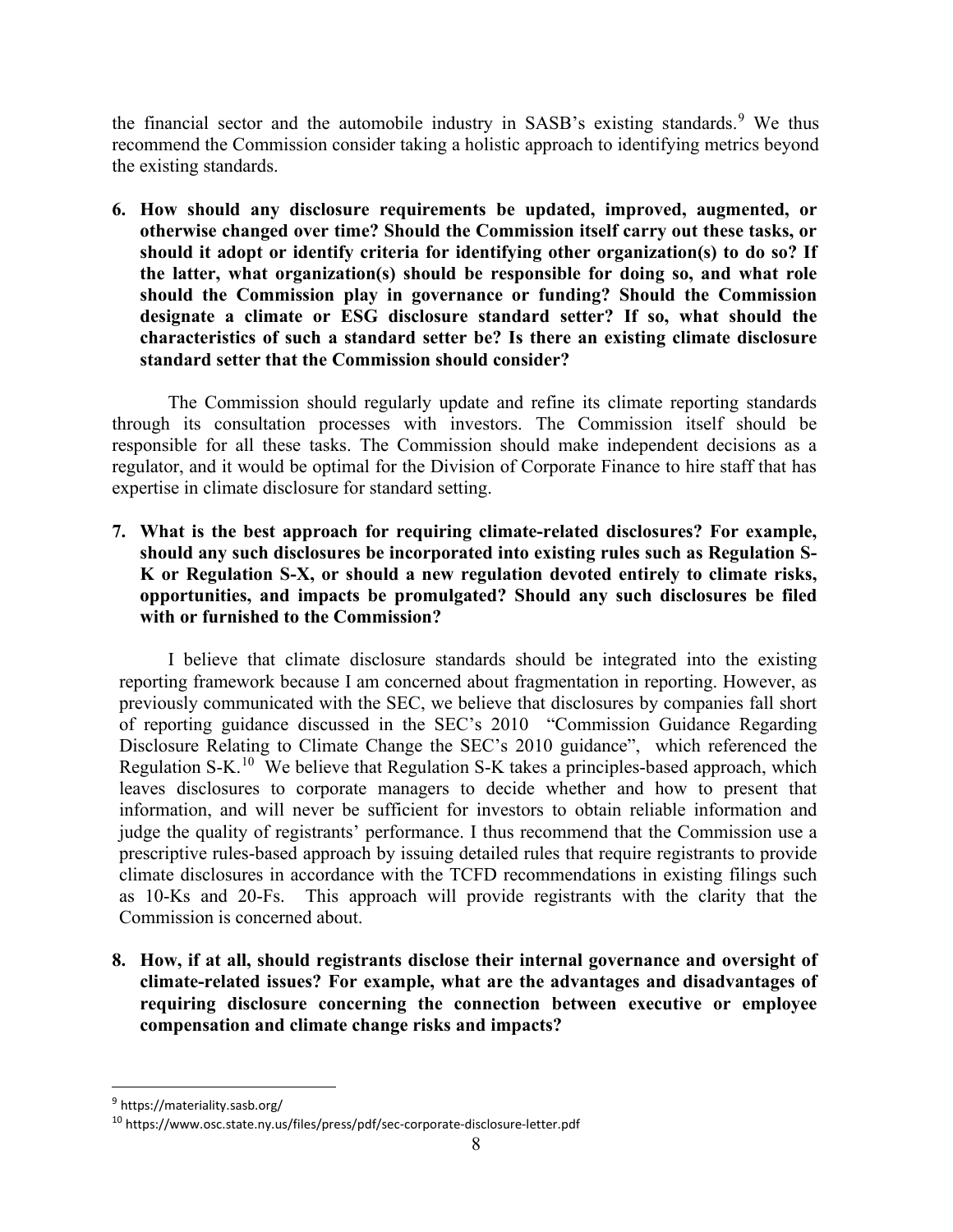the financial sector and the automobile industry in SASB's existing standards.[9] We thus recommend the Commission consider taking a holistic approach to identifying metrics beyond the existing standards.

**6. How should any disclosure requirements be updated, improved, augmented, or otherwise changed over time? Should the Commission itself carry out these tasks, or should it adopt or identify criteria for identifying other organization(s) to do so? If the latter, what organization(s) should be responsible for doing so, and what role should the Commission play in governance or funding? Should the Commission designate a climate or ESG disclosure standard setter? If so, what should the characteristics of such a standard setter be? Is there an existing climate disclosure standard setter that the Commission should consider?**

The Commission should regularly update and refine its climate reporting standards through its consultation processes with investors. The Commission itself should be responsible for all these tasks. The Commission should make independent decisions as a regulator, and it would be optimal for the Division of Corporate Finance to hire staff that has expertise in climate disclosure for standard setting.

**7. What is the best approach for requiring climate-related disclosures? For example, should any such disclosures be incorporated into existing rules such as Regulation S-K or Regulation S-X, or should a new regulation devoted entirely to climate risks, opportunities, and impacts be promulgated? Should any such disclosures be filed with or furnished to the Commission?**

I believe that climate disclosure standards should be integrated into the existing reporting framework because I am concerned about fragmentation in reporting. However, as previously communicated with the SEC, we believe that disclosures by companies fall short of reporting guidance discussed in the SEC's 2010 "Commission Guidance Regarding Disclosure Relating to Climate Change the SEC's 2010 guidance", which referenced the Regulation S-K.[10] We believe that Regulation S-K takes a principles-based approach, which leaves disclosures to corporate managers to decide whether and how to present that information, and will never be sufficient for investors to obtain reliable information and judge the quality of registrants' performance. I thus recommend that the Commission use a prescriptive rules-based approach by issuing detailed rules that require registrants to provide climate disclosures in accordance with the TCFD recommendations in existing filings such as 10-Ks and 20-Fs. This approach will provide registrants with the clarity that the Commission is concerned about.

**8. How, if at all, should registrants disclose their internal governance and oversight of climate-related issues? For example, what are the advantages and disadvantages of requiring disclosure concerning the connection between executive or employee compensation and climate change risks and impacts?**

---

[9] https://materiality.sasb.org/

[10] https://www.osc.state.ny.us/files/press/pdf/sec-corporate-disclosure-letter.pdf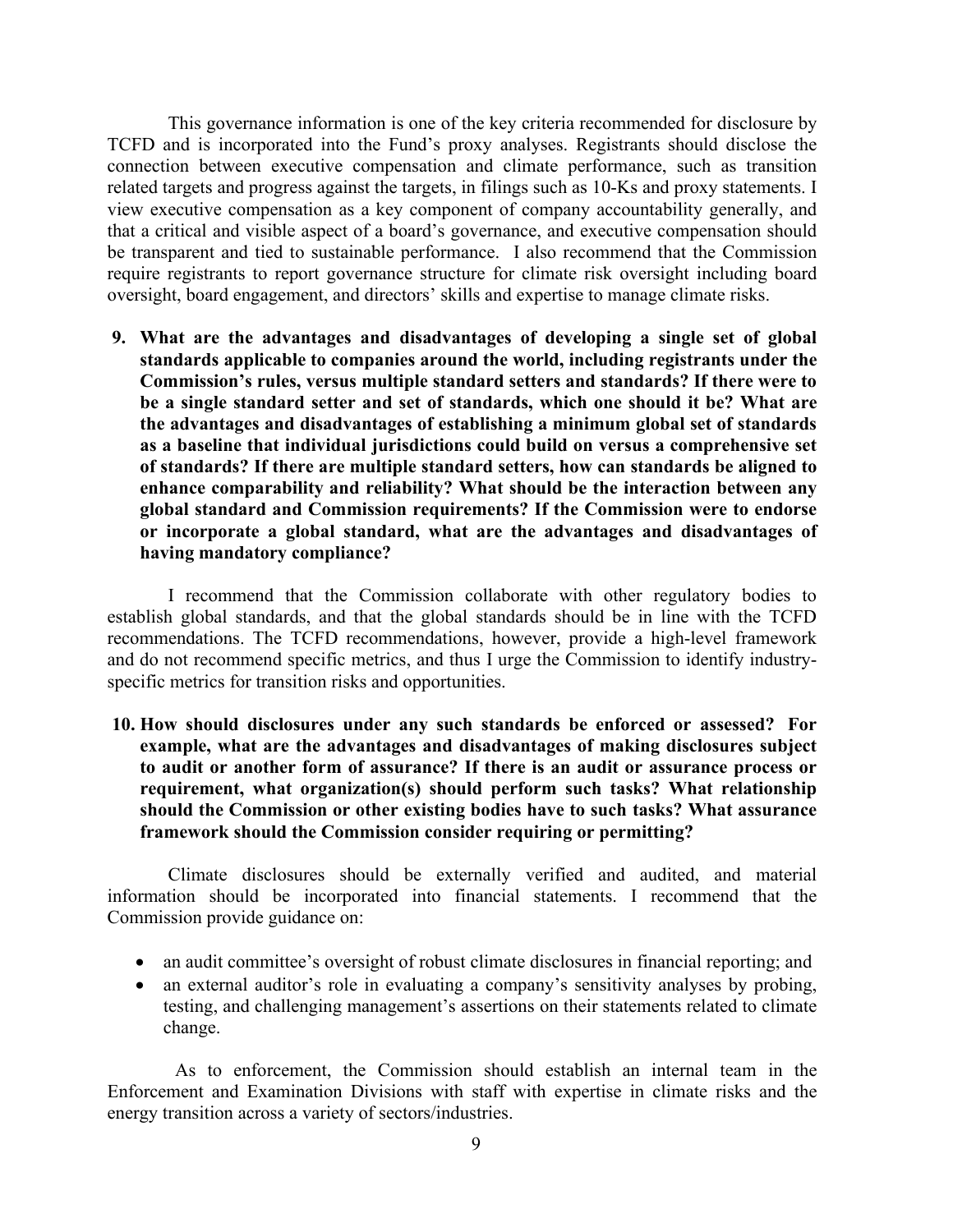This governance information is one of the key criteria recommended for disclosure by TCFD and is incorporated into the Fund's proxy analyses. Registrants should disclose the connection between executive compensation and climate performance, such as transition related targets and progress against the targets, in filings such as 10-Ks and proxy statements. I view executive compensation as a key component of company accountability generally, and that a critical and visible aspect of a board's governance, and executive compensation should be transparent and tied to sustainable performance. I also recommend that the Commission require registrants to report governance structure for climate risk oversight including board oversight, board engagement, and directors' skills and expertise to manage climate risks.

**9. What are the advantages and disadvantages of developing a single set of global standards applicable to companies around the world, including registrants under the Commission's rules, versus multiple standard setters and standards? If there were to be a single standard setter and set of standards, which one should it be? What are the advantages and disadvantages of establishing a minimum global set of standards as a baseline that individual jurisdictions could build on versus a comprehensive set of standards? If there are multiple standard setters, how can standards be aligned to enhance comparability and reliability? What should be the interaction between any global standard and Commission requirements? If the Commission were to endorse or incorporate a global standard, what are the advantages and disadvantages of having mandatory compliance?**

I recommend that the Commission collaborate with other regulatory bodies to establish global standards, and that the global standards should be in line with the TCFD recommendations. The TCFD recommendations, however, provide a high-level framework and do not recommend specific metrics, and thus I urge the Commission to identify industry-specific metrics for transition risks and opportunities.

**10. How should disclosures under any such standards be enforced or assessed? For example, what are the advantages and disadvantages of making disclosures subject to audit or another form of assurance? If there is an audit or assurance process or requirement, what organization(s) should perform such tasks? What relationship should the Commission or other existing bodies have to such tasks? What assurance framework should the Commission consider requiring or permitting?**

Climate disclosures should be externally verified and audited, and material information should be incorporated into financial statements. I recommend that the Commission provide guidance on:

- an audit committee's oversight of robust climate disclosures in financial reporting; and
- an external auditor's role in evaluating a company's sensitivity analyses by probing, testing, and challenging management's assertions on their statements related to climate change.

As to enforcement, the Commission should establish an internal team in the Enforcement and Examination Divisions with staff with expertise in climate risks and the energy transition across a variety of sectors/industries.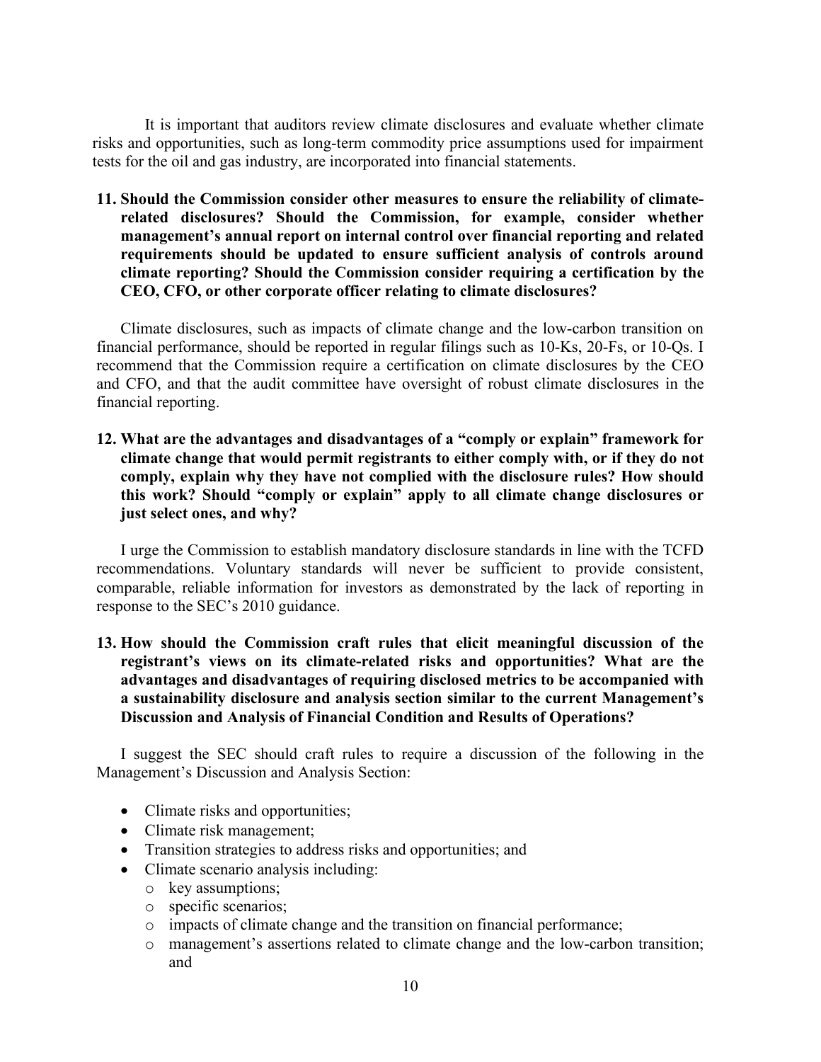It is important that auditors review climate disclosures and evaluate whether climate risks and opportunities, such as long-term commodity price assumptions used for impairment tests for the oil and gas industry, are incorporated into financial statements.

**11. Should the Commission consider other measures to ensure the reliability of climate-related disclosures? Should the Commission, for example, consider whether management's annual report on internal control over financial reporting and related requirements should be updated to ensure sufficient analysis of controls around climate reporting? Should the Commission consider requiring a certification by the CEO, CFO, or other corporate officer relating to climate disclosures?**

Climate disclosures, such as impacts of climate change and the low-carbon transition on financial performance, should be reported in regular filings such as 10-Ks, 20-Fs, or 10-Qs. I recommend that the Commission require a certification on climate disclosures by the CEO and CFO, and that the audit committee have oversight of robust climate disclosures in the financial reporting.

**12. What are the advantages and disadvantages of a "comply or explain" framework for climate change that would permit registrants to either comply with, or if they do not comply, explain why they have not complied with the disclosure rules? How should this work? Should "comply or explain" apply to all climate change disclosures or just select ones, and why?**

I urge the Commission to establish mandatory disclosure standards in line with the TCFD recommendations. Voluntary standards will never be sufficient to provide consistent, comparable, reliable information for investors as demonstrated by the lack of reporting in response to the SEC's 2010 guidance.

**13. How should the Commission craft rules that elicit meaningful discussion of the registrant's views on its climate-related risks and opportunities? What are the advantages and disadvantages of requiring disclosed metrics to be accompanied with a sustainability disclosure and analysis section similar to the current Management's Discussion and Analysis of Financial Condition and Results of Operations?**

I suggest the SEC should craft rules to require a discussion of the following in the Management's Discussion and Analysis Section:

- Climate risks and opportunities;
- Climate risk management;
- Transition strategies to address risks and opportunities; and
- Climate scenario analysis including:
  - key assumptions;
  - specific scenarios;
  - impacts of climate change and the transition on financial performance;
  - management's assertions related to climate change and the low-carbon transition; and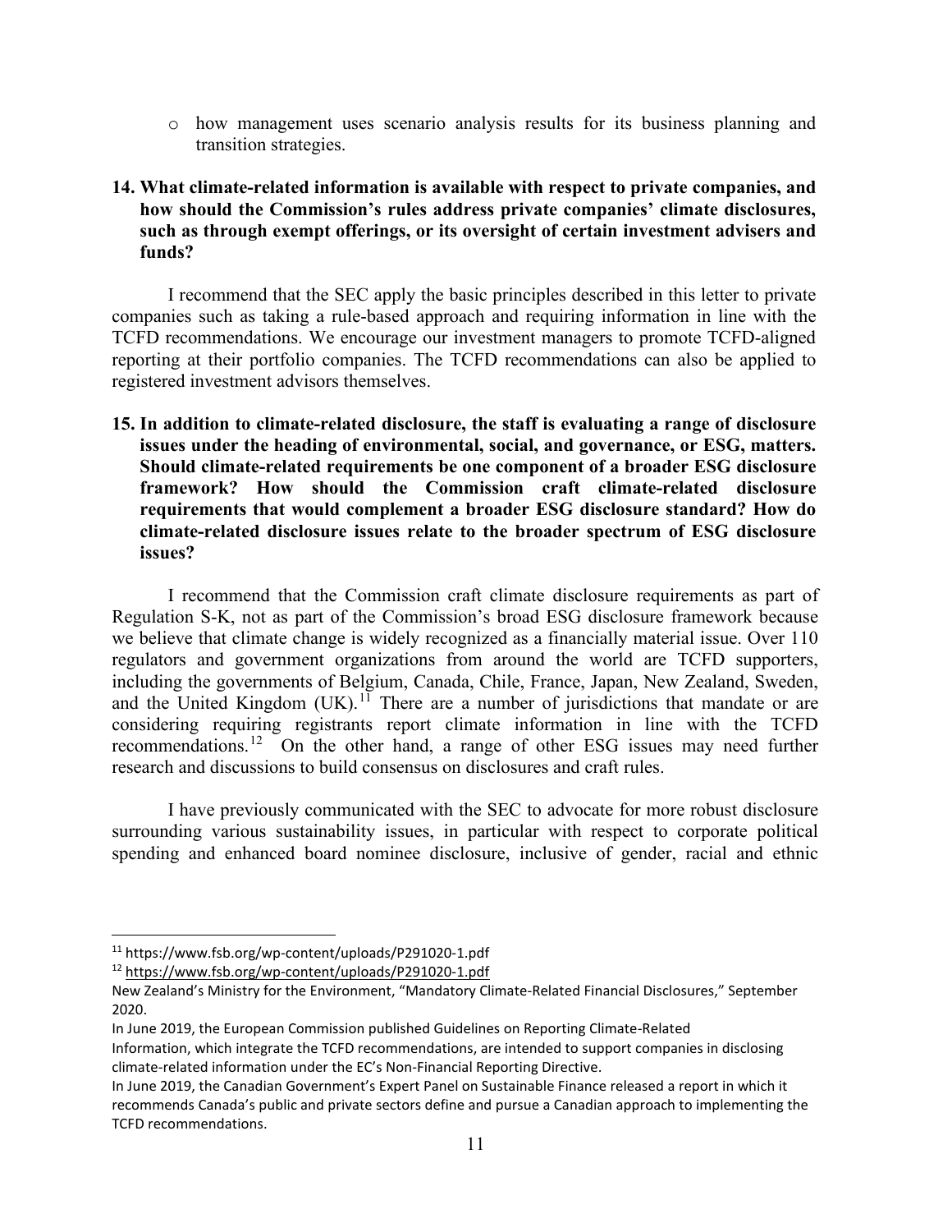- how management uses scenario analysis results for its business planning and transition strategies.

**14. What climate-related information is available with respect to private companies, and how should the Commission's rules address private companies' climate disclosures, such as through exempt offerings, or its oversight of certain investment advisers and funds?**

I recommend that the SEC apply the basic principles described in this letter to private companies such as taking a rule-based approach and requiring information in line with the TCFD recommendations. We encourage our investment managers to promote TCFD-aligned reporting at their portfolio companies. The TCFD recommendations can also be applied to registered investment advisors themselves.

**15. In addition to climate-related disclosure, the staff is evaluating a range of disclosure issues under the heading of environmental, social, and governance, or ESG, matters. Should climate-related requirements be one component of a broader ESG disclosure framework? How should the Commission craft climate-related disclosure requirements that would complement a broader ESG disclosure standard? How do climate-related disclosure issues relate to the broader spectrum of ESG disclosure issues?**

I recommend that the Commission craft climate disclosure requirements as part of Regulation S-K, not as part of the Commission's broad ESG disclosure framework because we believe that climate change is widely recognized as a financially material issue. Over 110 regulators and government organizations from around the world are TCFD supporters, including the governments of Belgium, Canada, Chile, France, Japan, New Zealand, Sweden, and the United Kingdom (UK).[11] There are a number of jurisdictions that mandate or are considering requiring registrants report climate information in line with the TCFD recommendations.[12] On the other hand, a range of other ESG issues may need further research and discussions to build consensus on disclosures and craft rules.

I have previously communicated with the SEC to advocate for more robust disclosure surrounding various sustainability issues, in particular with respect to corporate political spending and enhanced board nominee disclosure, inclusive of gender, racial and ethnic

---

[11] https://www.fsb.org/wp-content/uploads/P291020-1.pdf

[12] https://www.fsb.org/wp-content/uploads/P291020-1.pdf

New Zealand's Ministry for the Environment, "Mandatory Climate-Related Financial Disclosures," September 2020.

In June 2019, the European Commission published Guidelines on Reporting Climate-Related Information, which integrate the TCFD recommendations, are intended to support companies in disclosing climate-related information under the EC's Non-Financial Reporting Directive.

In June 2019, the Canadian Government's Expert Panel on Sustainable Finance released a report in which it recommends Canada's public and private sectors define and pursue a Canadian approach to implementing the TCFD recommendations.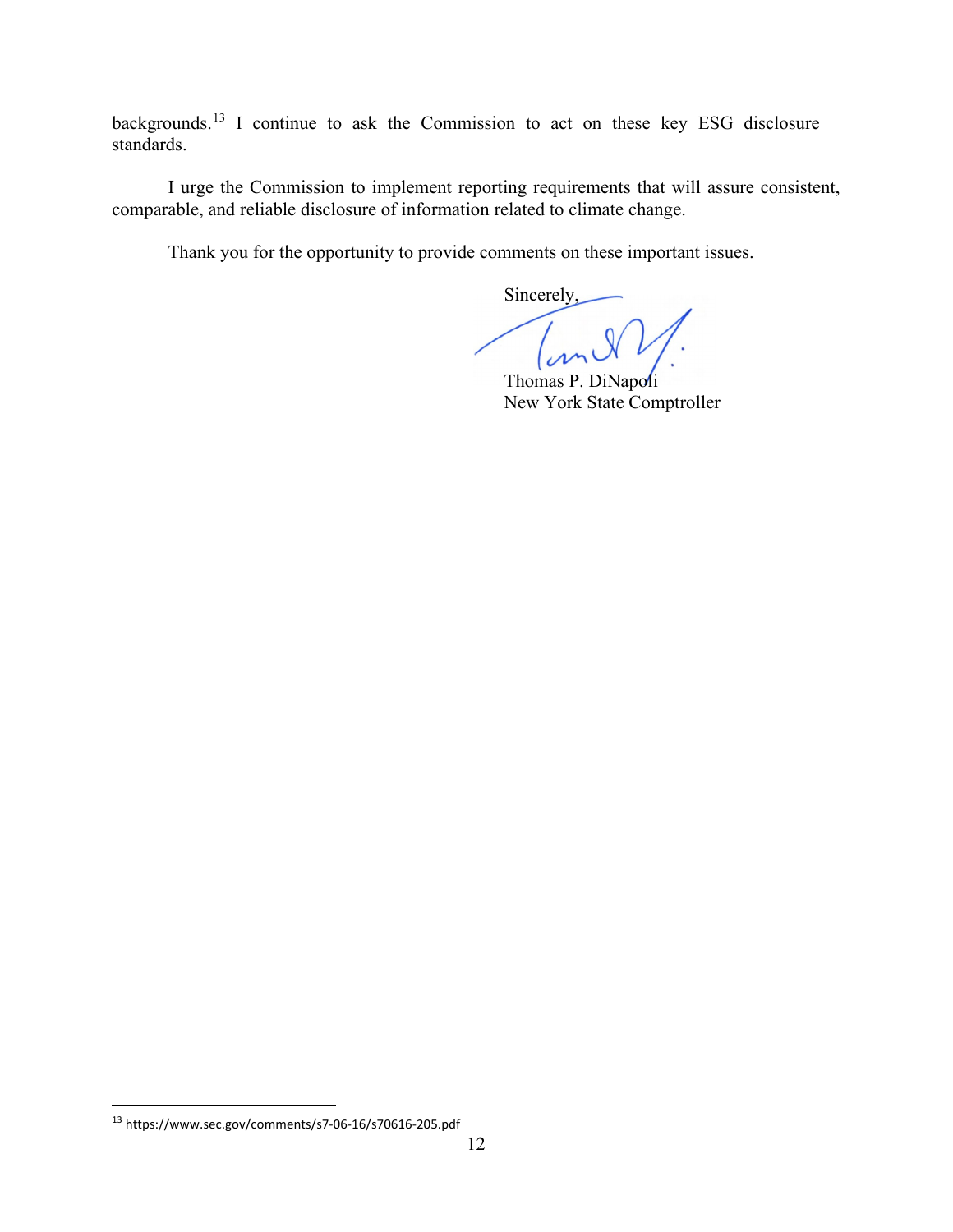backgrounds.[13] I continue to ask the Commission to act on these key ESG disclosure standards.

I urge the Commission to implement reporting requirements that will assure consistent, comparable, and reliable disclosure of information related to climate change.

Thank you for the opportunity to provide comments on these important issues.

Sincerely,

Thomas P. DiNapoli
New York State Comptroller

[13] https://www.sec.gov/comments/s7-06-16/s70616-205.pdf